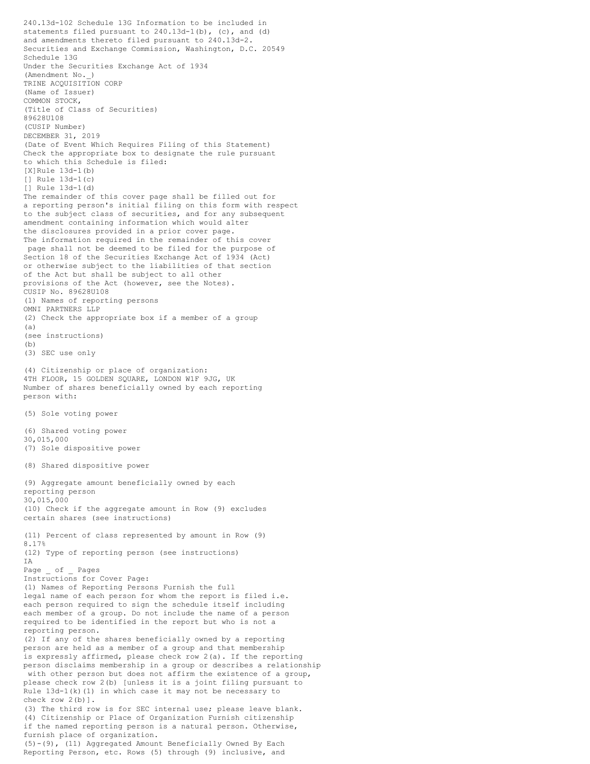240.13d-102 Schedule 13G Information to be included in statements filed pursuant to 240.13d-1(b), (c), and (d) and amendments thereto filed pursuant to 240.13d-2.

Securities and Exchange Commission, Washington, D.C. 20549

Schedule 13G

Under the Securities Exchange Act of 1934

(Amendment No._)

TRINE ACQUISITION CORP

(Name of Issuer)

COMMON STOCK,

(Title of Class of Securities)

89628U108

(CUSIP Number)

DECEMBER 31, 2019

(Date of Event Which Requires Filing of this Statement)

Check the appropriate box to designate the rule pursuant to which this Schedule is filed:

[X]Rule 13d-1(b)

[] Rule 13d-1(c)

[] Rule 13d-1(d)

The remainder of this cover page shall be filled out for a reporting person's initial filing on this form with respect to the subject class of securities, and for any subsequent amendment containing information which would alter the disclosures provided in a prior cover page.

The information required in the remainder of this cover page shall not be deemed to be filed for the purpose of Section 18 of the Securities Exchange Act of 1934 (Act) or otherwise subject to the liabilities of that section of the Act but shall be subject to all other provisions of the Act (however, see the Notes).

CUSIP No. 89628U108

(1) Names of reporting persons

OMNI PARTNERS LLP

(2) Check the appropriate box if a member of a group

(a)

(see instructions)

(b)

(3) SEC use only

(4) Citizenship or place of organization:

4TH FLOOR, 15 GOLDEN SQUARE, LONDON W1F 9JG, UK

Number of shares beneficially owned by each reporting person with:

(5) Sole voting power

(6) Shared voting power

30,015,000

(7) Sole dispositive power

(8) Shared dispositive power

(9) Aggregate amount beneficially owned by each reporting person

30,015,000

(10) Check if the aggregate amount in Row (9) excludes certain shares (see instructions)

(11) Percent of class represented by amount in Row (9)

8.17%

(12) Type of reporting person (see instructions)

IA

Page _ of _ Pages

Instructions for Cover Page:

(1) Names of Reporting Persons Furnish the full legal name of each person for whom the report is filed i.e. each person required to sign the schedule itself including each member of a group. Do not include the name of a person required to be identified in the report but who is not a reporting person.

(2) If any of the shares beneficially owned by a reporting person are held as a member of a group and that membership is expressly affirmed, please check row 2(a). If the reporting person disclaims membership in a group or describes a relationship with other person but does not affirm the existence of a group, please check row 2(b) [unless it is a joint filing pursuant to Rule 13d-1(k)(1) in which case it may not be necessary to check row 2(b)].

(3) The third row is for SEC internal use; please leave blank.

(4) Citizenship or Place of Organization Furnish citizenship if the named reporting person is a natural person. Otherwise, furnish place of organization.

(5)-(9), (11) Aggregated Amount Beneficially Owned By Each Reporting Person, etc. Rows (5) through (9) inclusive, and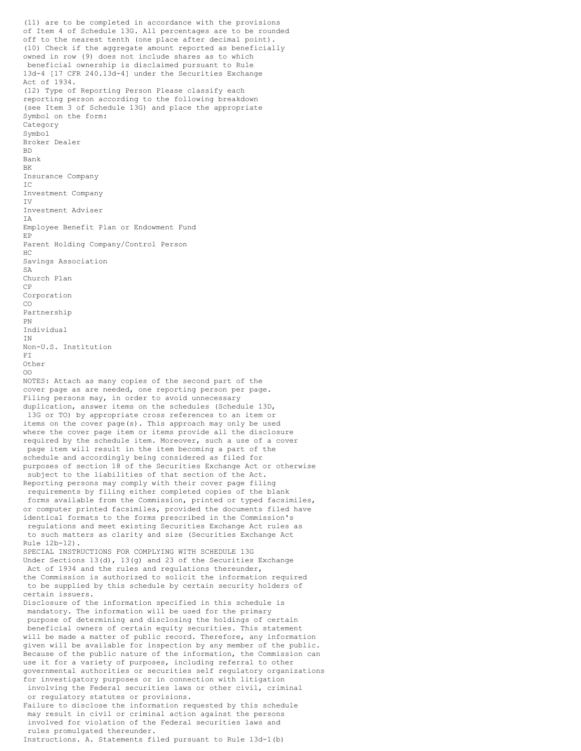(11) are to be completed in accordance with the provisions of Item 4 of Schedule 13G. All percentages are to be rounded off to the nearest tenth (one place after decimal point).

(10) Check if the aggregate amount reported as beneficially owned in row (9) does not include shares as to which beneficial ownership is disclaimed pursuant to Rule 13d-4 [17 CFR 240.13d-4] under the Securities Exchange Act of 1934.

(12) Type of Reporting Person Please classify each reporting person according to the following breakdown (see Item 3 of Schedule 13G) and place the appropriate Symbol on the form:

| Category | Symbol |
|---|---|
| Broker Dealer | BD |
| Bank | BK |
| Insurance Company | IC |
| Investment Company | IV |
| Investment Adviser | IA |
| Employee Benefit Plan or Endowment Fund | EP |
| Parent Holding Company/Control Person | HC |
| Savings Association | SA |
| Church Plan | CP |
| Corporation | CO |
| Partnership | PN |
| Individual | IN |
| Non-U.S. Institution | FI |
| Other | OO |

NOTES: Attach as many copies of the second part of the cover page as are needed, one reporting person per page.

Filing persons may, in order to avoid unnecessary duplication, answer items on the schedules (Schedule 13D, 13G or TO) by appropriate cross references to an item or items on the cover page(s). This approach may only be used where the cover page item or items provide all the disclosure required by the schedule item. Moreover, such a use of a cover page item will result in the item becoming a part of the schedule and accordingly being considered as filed for purposes of section 18 of the Securities Exchange Act or otherwise subject to the liabilities of that section of the Act.

Reporting persons may comply with their cover page filing requirements by filing either completed copies of the blank forms available from the Commission, printed or typed facsimiles, or computer printed facsimiles, provided the documents filed have identical formats to the forms prescribed in the Commission's regulations and meet existing Securities Exchange Act rules as to such matters as clarity and size (Securities Exchange Act Rule 12b-12).

SPECIAL INSTRUCTIONS FOR COMPLYING WITH SCHEDULE 13G

Under Sections 13(d), 13(g) and 23 of the Securities Exchange Act of 1934 and the rules and regulations thereunder, the Commission is authorized to solicit the information required to be supplied by this schedule by certain security holders of certain issuers.

Disclosure of the information specified in this schedule is mandatory. The information will be used for the primary purpose of determining and disclosing the holdings of certain beneficial owners of certain equity securities. This statement will be made a matter of public record. Therefore, any information given will be available for inspection by any member of the public.

Because of the public nature of the information, the Commission can use it for a variety of purposes, including referral to other governmental authorities or securities self regulatory organizations for investigatory purposes or in connection with litigation involving the Federal securities laws or other civil, criminal or regulatory statutes or provisions.

Failure to disclose the information requested by this schedule may result in civil or criminal action against the persons involved for violation of the Federal securities laws and rules promulgated thereunder.

Instructions. A. Statements filed pursuant to Rule 13d-1(b)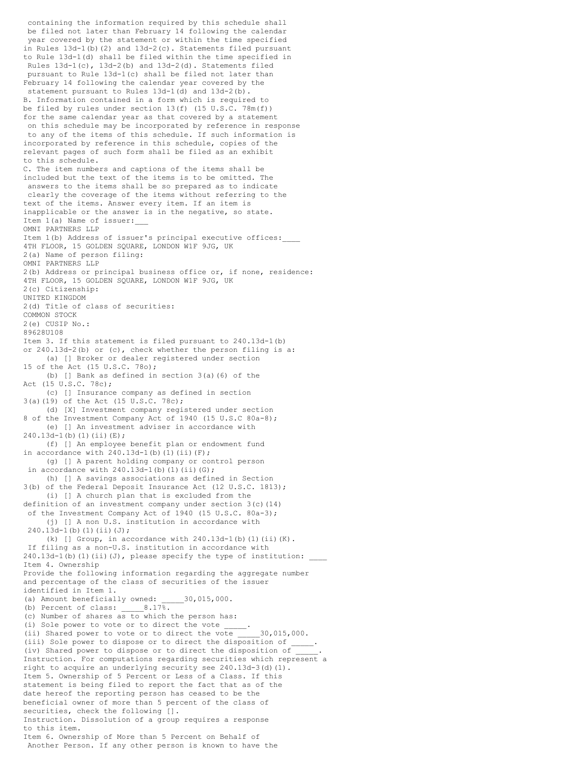containing the information required by this schedule shall be filed not later than February 14 following the calendar year covered by the statement or within the time specified in Rules 13d-1(b)(2) and 13d-2(c). Statements filed pursuant to Rule 13d-1(d) shall be filed within the time specified in Rules 13d-1(c), 13d-2(b) and 13d-2(d). Statements filed pursuant to Rule 13d-1(c) shall be filed not later than February 14 following the calendar year covered by the statement pursuant to Rules 13d-1(d) and 13d-2(b).

B. Information contained in a form which is required to be filed by rules under section 13(f) (15 U.S.C. 78m(f)) for the same calendar year as that covered by a statement on this schedule may be incorporated by reference in response to any of the items of this schedule. If such information is incorporated by reference in this schedule, copies of the relevant pages of such form shall be filed as an exhibit to this schedule.

C. The item numbers and captions of the items shall be included but the text of the items is to be omitted. The answers to the items shall be so prepared as to indicate clearly the coverage of the items without referring to the text of the items. Answer every item. If an item is inapplicable or the answer is in the negative, so state.

Item 1(a) Name of issuer:___
OMNI PARTNERS LLP

Item 1(b) Address of issuer's principal executive offices:____
4TH FLOOR, 15 GOLDEN SQUARE, LONDON W1F 9JG, UK

2(a) Name of person filing:
OMNI PARTNERS LLP

2(b) Address or principal business office or, if none, residence:
4TH FLOOR, 15 GOLDEN SQUARE, LONDON W1F 9JG, UK

2(c) Citizenship:
UNITED KINGDOM

2(d) Title of class of securities:
COMMON STOCK

2(e) CUSIP No.:
89628U108

Item 3. If this statement is filed pursuant to 240.13d-1(b) or 240.13d-2(b) or (c), check whether the person filing is a:

(a) [] Broker or dealer registered under section 15 of the Act (15 U.S.C. 78o);
(b) [] Bank as defined in section 3(a)(6) of the Act (15 U.S.C. 78c);
(c) [] Insurance company as defined in section 3(a)(19) of the Act (15 U.S.C. 78c);
(d) [X] Investment company registered under section 8 of the Investment Company Act of 1940 (15 U.S.C 80a-8);
(e) [] An investment adviser in accordance with 240.13d-1(b)(1)(ii)(E);
(f) [] An employee benefit plan or endowment fund in accordance with 240.13d-1(b)(1)(ii)(F);
(g) [] A parent holding company or control person in accordance with 240.13d-1(b)(1)(ii)(G);
(h) [] A savings associations as defined in Section 3(b) of the Federal Deposit Insurance Act (12 U.S.C. 1813);
(i) [] A church plan that is excluded from the definition of an investment company under section 3(c)(14) of the Investment Company Act of 1940 (15 U.S.C. 80a-3);
(j) [] A non U.S. institution in accordance with 240.13d-1(b)(1)(ii)(J);
(k) [] Group, in accordance with 240.13d-1(b)(1)(ii)(K).

If filing as a non-U.S. institution in accordance with 240.13d-1(b)(1)(ii)(J), please specify the type of institution: ____

Item 4. Ownership
Provide the following information regarding the aggregate number and percentage of the class of securities of the issuer identified in Item 1.

(a) Amount beneficially owned: _____30,015,000.
(b) Percent of class: _____8.17%.
(c) Number of shares as to which the person has:
(i) Sole power to vote or to direct the vote _____.
(ii) Shared power to vote or to direct the vote _____30,015,000.
(iii) Sole power to dispose or to direct the disposition of _____.
(iv) Shared power to dispose or to direct the disposition of _____.

Instruction. For computations regarding securities which represent a right to acquire an underlying security see 240.13d-3(d)(1).

Item 5. Ownership of 5 Percent or Less of a Class. If this statement is being filed to report the fact that as of the date hereof the reporting person has ceased to be the beneficial owner of more than 5 percent of the class of securities, check the following [].

Instruction. Dissolution of a group requires a response to this item.

Item 6. Ownership of More than 5 Percent on Behalf of Another Person. If any other person is known to have the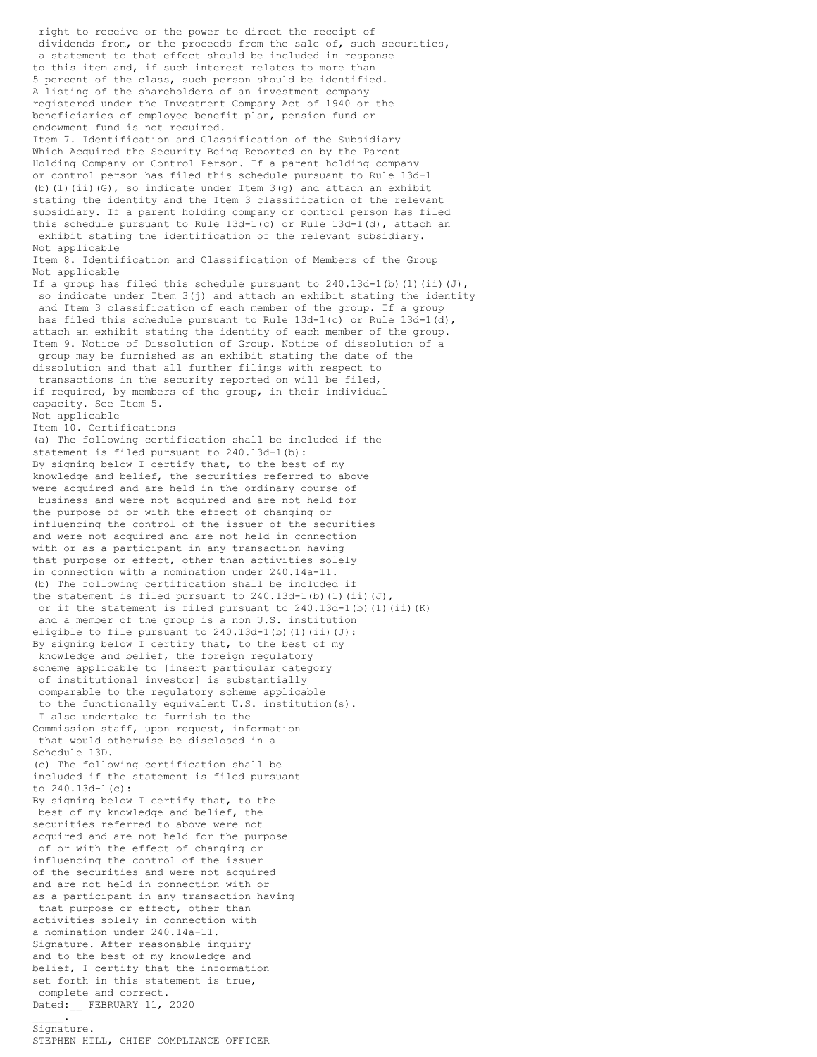right to receive or the power to direct the receipt of dividends from, or the proceeds from the sale of, such securities, a statement to that effect should be included in response to this item and, if such interest relates to more than 5 percent of the class, such person should be identified. A listing of the shareholders of an investment company registered under the Investment Company Act of 1940 or the beneficiaries of employee benefit plan, pension fund or endowment fund is not required.

Item 7. Identification and Classification of the Subsidiary Which Acquired the Security Being Reported on by the Parent Holding Company or Control Person. If a parent holding company or control person has filed this schedule pursuant to Rule 13d-1 (b)(1)(ii)(G), so indicate under Item 3(g) and attach an exhibit stating the identity and the Item 3 classification of the relevant subsidiary. If a parent holding company or control person has filed this schedule pursuant to Rule 13d-1(c) or Rule 13d-1(d), attach an exhibit stating the identification of the relevant subsidiary.

Not applicable

Item 8. Identification and Classification of Members of the Group

Not applicable

If a group has filed this schedule pursuant to 240.13d-1(b)(1)(ii)(J), so indicate under Item 3(j) and attach an exhibit stating the identity and Item 3 classification of each member of the group. If a group has filed this schedule pursuant to Rule 13d-1(c) or Rule 13d-1(d), attach an exhibit stating the identity of each member of the group.

Item 9. Notice of Dissolution of Group. Notice of dissolution of a group may be furnished as an exhibit stating the date of the dissolution and that all further filings with respect to transactions in the security reported on will be filed, if required, by members of the group, in their individual capacity. See Item 5.

Not applicable

Item 10. Certifications

(a) The following certification shall be included if the statement is filed pursuant to 240.13d-1(b):

By signing below I certify that, to the best of my knowledge and belief, the securities referred to above were acquired and are held in the ordinary course of business and were not acquired and are not held for the purpose of or with the effect of changing or influencing the control of the issuer of the securities and were not acquired and are not held in connection with or as a participant in any transaction having that purpose or effect, other than activities solely in connection with a nomination under 240.14a-11.

(b) The following certification shall be included if the statement is filed pursuant to 240.13d-1(b)(1)(ii)(J), or if the statement is filed pursuant to 240.13d-1(b)(1)(ii)(K) and a member of the group is a non U.S. institution eligible to file pursuant to 240.13d-1(b)(1)(ii)(J):

By signing below I certify that, to the best of my knowledge and belief, the foreign regulatory scheme applicable to [insert particular category of institutional investor] is substantially comparable to the regulatory scheme applicable to the functionally equivalent U.S. institution(s). I also undertake to furnish to the Commission staff, upon request, information that would otherwise be disclosed in a Schedule 13D.

(c) The following certification shall be included if the statement is filed pursuant to 240.13d-1(c):

By signing below I certify that, to the best of my knowledge and belief, the securities referred to above were not acquired and are not held for the purpose of or with the effect of changing or influencing the control of the issuer of the securities and were not acquired and are not held in connection with or as a participant in any transaction having that purpose or effect, other than activities solely in connection with a nomination under 240.14a-11.

Signature. After reasonable inquiry and to the best of my knowledge and belief, I certify that the information set forth in this statement is true, complete and correct.

Dated:__ FEBRUARY 11, 2020

_____.

Signature.

STEPHEN HILL, CHIEF COMPLIANCE OFFICER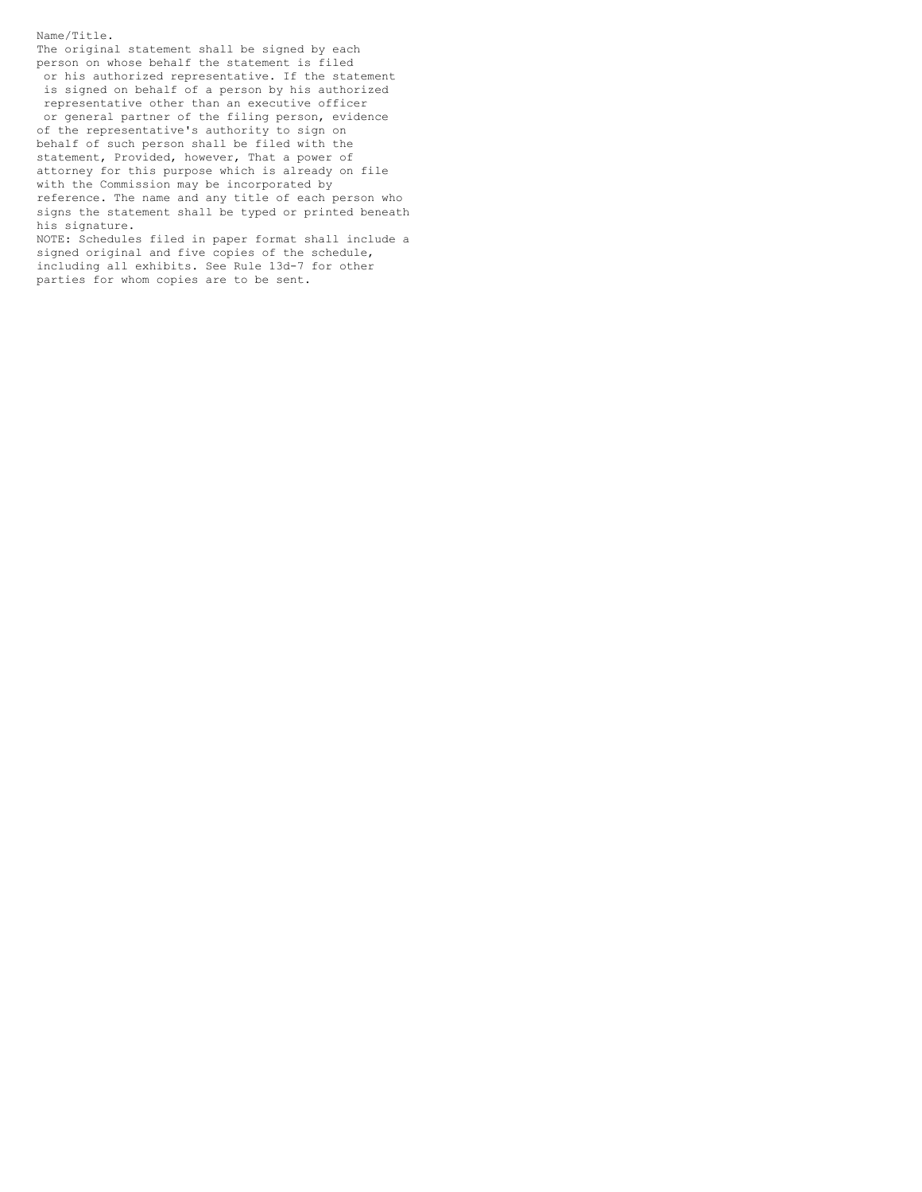Name/Title.

The original statement shall be signed by each person on whose behalf the statement is filed or his authorized representative. If the statement is signed on behalf of a person by his authorized representative other than an executive officer or general partner of the filing person, evidence of the representative's authority to sign on behalf of such person shall be filed with the statement, Provided, however, That a power of attorney for this purpose which is already on file with the Commission may be incorporated by reference. The name and any title of each person who signs the statement shall be typed or printed beneath his signature.

NOTE: Schedules filed in paper format shall include a signed original and five copies of the schedule, including all exhibits. See Rule 13d-7 for other parties for whom copies are to be sent.